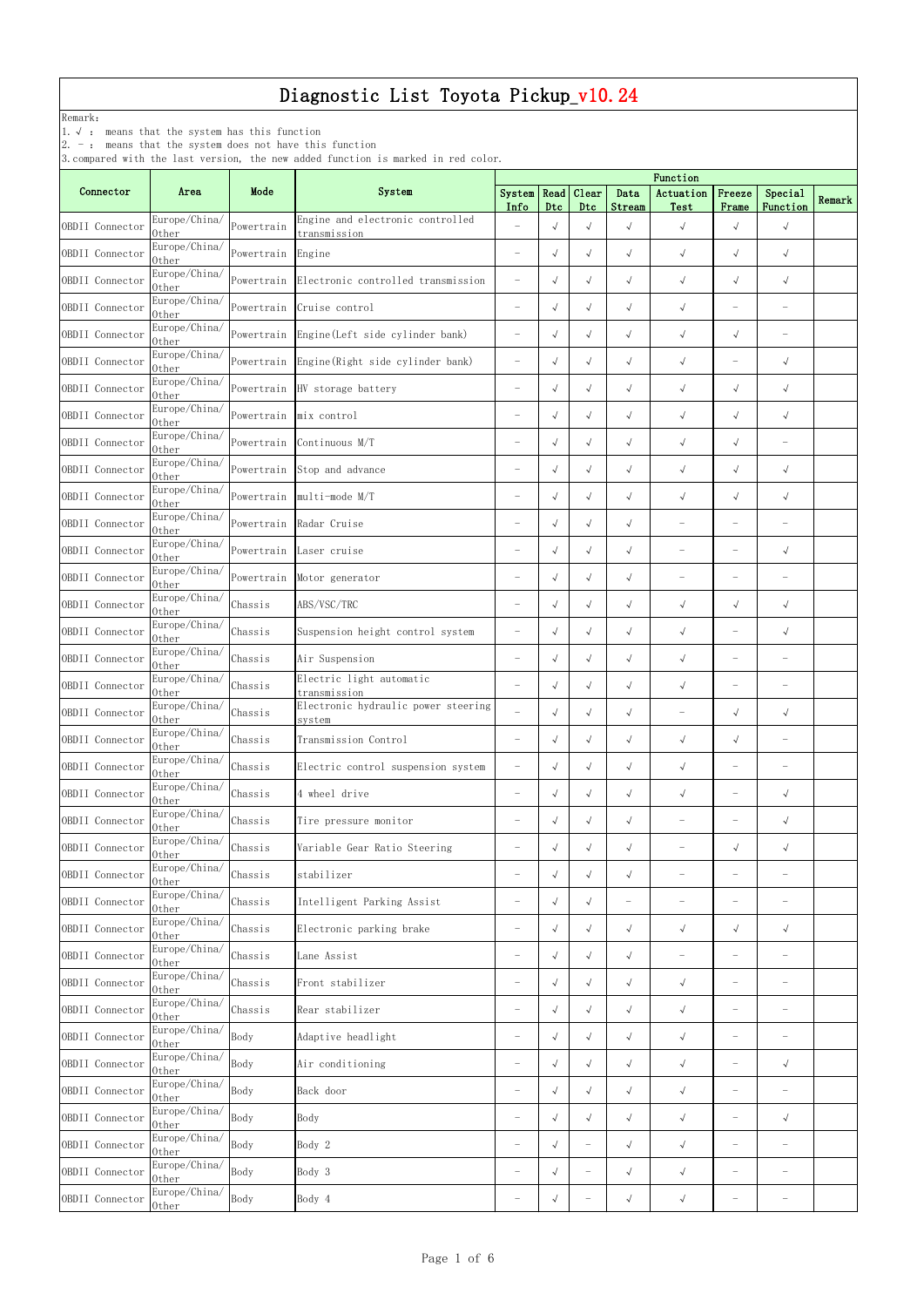# Diagnostic List Toyota Pickup_v10.24

Remark:
1. √ : means that the system has this function
2. – : means that the system does not have this function
3. compared with the last version, the new added function is marked in red color.

| Connector | Area | Mode | System | Function | | | | | | | Remark |
|---|---|---|---|---|---|---|---|---|---|---|---|
| | | | | System Info | Read Dtc | Clear Dtc | Data Stream | Actuation Test | Freeze Frame | Special Function | |
| OBDII Connector | Europe/China/Other | Powertrain | Engine and electronic controlled transmission | – | √ | √ | √ | √ | √ | √ | |
| OBDII Connector | Europe/China/Other | Powertrain | Engine | – | √ | √ | √ | √ | √ | √ | |
| OBDII Connector | Europe/China/Other | Powertrain | Electronic controlled transmission | – | √ | √ | √ | √ | √ | √ | |
| OBDII Connector | Europe/China/Other | Powertrain | Cruise control | – | √ | √ | √ | √ | – | – | |
| OBDII Connector | Europe/China/Other | Powertrain | Engine(Left side cylinder bank) | – | √ | √ | √ | √ | √ | – | |
| OBDII Connector | Europe/China/Other | Powertrain | Engine(Right side cylinder bank) | – | √ | √ | √ | √ | – | √ | |
| OBDII Connector | Europe/China/Other | Powertrain | HV storage battery | – | √ | √ | √ | √ | √ | √ | |
| OBDII Connector | Europe/China/Other | Powertrain | mix control | – | √ | √ | √ | √ | √ | √ | |
| OBDII Connector | Europe/China/Other | Powertrain | Continuous M/T | – | √ | √ | √ | √ | √ | – | |
| OBDII Connector | Europe/China/Other | Powertrain | Stop and advance | – | √ | √ | √ | √ | √ | √ | |
| OBDII Connector | Europe/China/Other | Powertrain | multi-mode M/T | – | √ | √ | √ | √ | √ | √ | |
| OBDII Connector | Europe/China/Other | Powertrain | Radar Cruise | – | √ | √ | √ | – | – | – | |
| OBDII Connector | Europe/China/Other | Powertrain | Laser cruise | – | √ | √ | √ | – | – | √ | |
| OBDII Connector | Europe/China/Other | Powertrain | Motor generator | – | √ | √ | √ | – | – | – | |
| OBDII Connector | Europe/China/Other | Chassis | ABS/VSC/TRC | – | √ | √ | √ | √ | √ | √ | |
| OBDII Connector | Europe/China/Other | Chassis | Suspension height control system | – | √ | √ | √ | √ | – | √ | |
| OBDII Connector | Europe/China/Other | Chassis | Air Suspension | – | √ | √ | √ | √ | – | – | |
| OBDII Connector | Europe/China/Other | Chassis | Electric light automatic transmission | – | √ | √ | √ | √ | – | – | |
| OBDII Connector | Europe/China/Other | Chassis | Electronic hydraulic power steering system | – | √ | √ | √ | – | √ | √ | |
| OBDII Connector | Europe/China/Other | Chassis | Transmission Control | – | √ | √ | √ | √ | √ | – | |
| OBDII Connector | Europe/China/Other | Chassis | Electric control suspension system | – | √ | √ | √ | √ | – | – | |
| OBDII Connector | Europe/China/Other | Chassis | 4 wheel drive | – | √ | √ | √ | √ | – | √ | |
| OBDII Connector | Europe/China/Other | Chassis | Tire pressure monitor | – | √ | √ | √ | – | – | √ | |
| OBDII Connector | Europe/China/Other | Chassis | Variable Gear Ratio Steering | – | √ | √ | √ | – | √ | √ | |
| OBDII Connector | Europe/China/Other | Chassis | stabilizer | – | √ | √ | √ | – | – | – | |
| OBDII Connector | Europe/China/Other | Chassis | Intelligent Parking Assist | – | √ | √ | – | – | – | – | |
| OBDII Connector | Europe/China/Other | Chassis | Electronic parking brake | – | √ | √ | √ | √ | √ | √ | |
| OBDII Connector | Europe/China/Other | Chassis | Lane Assist | – | √ | √ | √ | – | – | – | |
| OBDII Connector | Europe/China/Other | Chassis | Front stabilizer | – | √ | √ | √ | √ | – | – | |
| OBDII Connector | Europe/China/Other | Chassis | Rear stabilizer | – | √ | √ | √ | √ | – | – | |
| OBDII Connector | Europe/China/Other | Body | Adaptive headlight | – | √ | √ | √ | √ | – | – | |
| OBDII Connector | Europe/China/Other | Body | Air conditioning | – | √ | √ | √ | √ | – | √ | |
| OBDII Connector | Europe/China/Other | Body | Back door | – | √ | √ | √ | √ | – | – | |
| OBDII Connector | Europe/China/Other | Body | Body | – | √ | √ | √ | √ | – | √ | |
| OBDII Connector | Europe/China/Other | Body | Body 2 | – | √ | – | √ | √ | – | – | |
| OBDII Connector | Europe/China/Other | Body | Body 3 | – | √ | – | √ | √ | – | – | |
| OBDII Connector | Europe/China/Other | Body | Body 4 | – | √ | – | √ | √ | – | – | |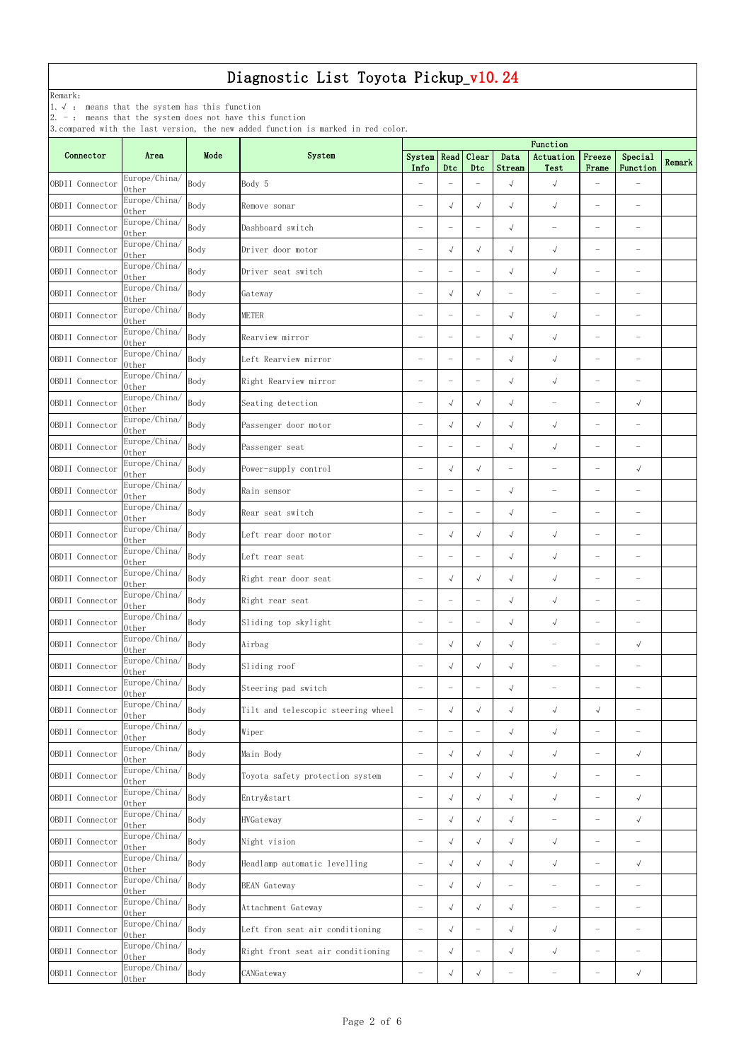# Diagnostic List Toyota Pickup_v10.24

Remark:
1. √ : means that the system has this function
2. – : means that the system does not have this function
3. compared with the last version, the new added function is marked in red color.

| Connector | Area | Mode | System | Function | | | | | | | Remark |
|---|---|---|---|---|---|---|---|---|---|---|---|
| | | | | System Info | Read Dtc | Clear Dtc | Data Stream | Actuation Test | Freeze Frame | Special Function | |
| OBDII Connector | Europe/China/Other | Body | Body 5 | – | – | – | √ | √ | – | – | |
| OBDII Connector | Europe/China/Other | Body | Remove sonar | – | √ | √ | √ | √ | – | – | |
| OBDII Connector | Europe/China/Other | Body | Dashboard switch | – | – | – | √ | – | – | – | |
| OBDII Connector | Europe/China/Other | Body | Driver door motor | – | √ | √ | √ | √ | – | – | |
| OBDII Connector | Europe/China/Other | Body | Driver seat switch | – | – | – | √ | √ | – | – | |
| OBDII Connector | Europe/China/Other | Body | Gateway | – | √ | √ | – | – | – | – | |
| OBDII Connector | Europe/China/Other | Body | METER | – | – | – | √ | √ | – | – | |
| OBDII Connector | Europe/China/Other | Body | Rearview mirror | – | – | – | √ | √ | – | – | |
| OBDII Connector | Europe/China/Other | Body | Left Rearview mirror | – | – | – | √ | √ | – | – | |
| OBDII Connector | Europe/China/Other | Body | Right Rearview mirror | – | – | – | √ | √ | – | – | |
| OBDII Connector | Europe/China/Other | Body | Seating detection | – | √ | √ | √ | – | – | √ | |
| OBDII Connector | Europe/China/Other | Body | Passenger door motor | – | √ | √ | √ | √ | – | – | |
| OBDII Connector | Europe/China/Other | Body | Passenger seat | – | – | – | √ | √ | – | – | |
| OBDII Connector | Europe/China/Other | Body | Power-supply control | – | √ | √ | – | – | – | √ | |
| OBDII Connector | Europe/China/Other | Body | Rain sensor | – | – | – | √ | – | – | – | |
| OBDII Connector | Europe/China/Other | Body | Rear seat switch | – | – | – | √ | – | – | – | |
| OBDII Connector | Europe/China/Other | Body | Left rear door motor | – | √ | √ | √ | √ | – | – | |
| OBDII Connector | Europe/China/Other | Body | Left rear seat | – | – | – | √ | √ | – | – | |
| OBDII Connector | Europe/China/Other | Body | Right rear door seat | – | √ | √ | √ | √ | – | – | |
| OBDII Connector | Europe/China/Other | Body | Right rear seat | – | – | – | √ | √ | – | – | |
| OBDII Connector | Europe/China/Other | Body | Sliding top skylight | – | – | – | √ | √ | – | – | |
| OBDII Connector | Europe/China/Other | Body | Airbag | – | √ | √ | √ | – | – | √ | |
| OBDII Connector | Europe/China/Other | Body | Sliding roof | – | √ | √ | √ | – | – | – | |
| OBDII Connector | Europe/China/Other | Body | Steering pad switch | – | – | – | √ | – | – | – | |
| OBDII Connector | Europe/China/Other | Body | Tilt and telescopic steering wheel | – | √ | √ | √ | √ | √ | – | |
| OBDII Connector | Europe/China/Other | Body | Wiper | – | – | – | √ | √ | – | – | |
| OBDII Connector | Europe/China/Other | Body | Main Body | – | √ | √ | √ | √ | – | √ | |
| OBDII Connector | Europe/China/Other | Body | Toyota safety protection system | – | √ | √ | √ | √ | – | – | |
| OBDII Connector | Europe/China/Other | Body | Entry&start | – | √ | √ | √ | √ | – | √ | |
| OBDII Connector | Europe/China/Other | Body | HVGateway | – | √ | √ | √ | – | – | √ | |
| OBDII Connector | Europe/China/Other | Body | Night vision | – | √ | √ | √ | √ | – | – | |
| OBDII Connector | Europe/China/Other | Body | Headlamp automatic levelling | – | √ | √ | √ | √ | – | √ | |
| OBDII Connector | Europe/China/Other | Body | BEAN Gateway | – | √ | √ | – | – | – | – | |
| OBDII Connector | Europe/China/Other | Body | Attachment Gateway | – | √ | √ | √ | – | – | – | |
| OBDII Connector | Europe/China/Other | Body | Left fron seat air conditioning | – | √ | – | √ | √ | – | – | |
| OBDII Connector | Europe/China/Other | Body | Right front seat air conditioning | – | √ | – | √ | √ | – | – | |
| OBDII Connector | Europe/China/Other | Body | CANGateway | – | √ | √ | – | – | – | √ | |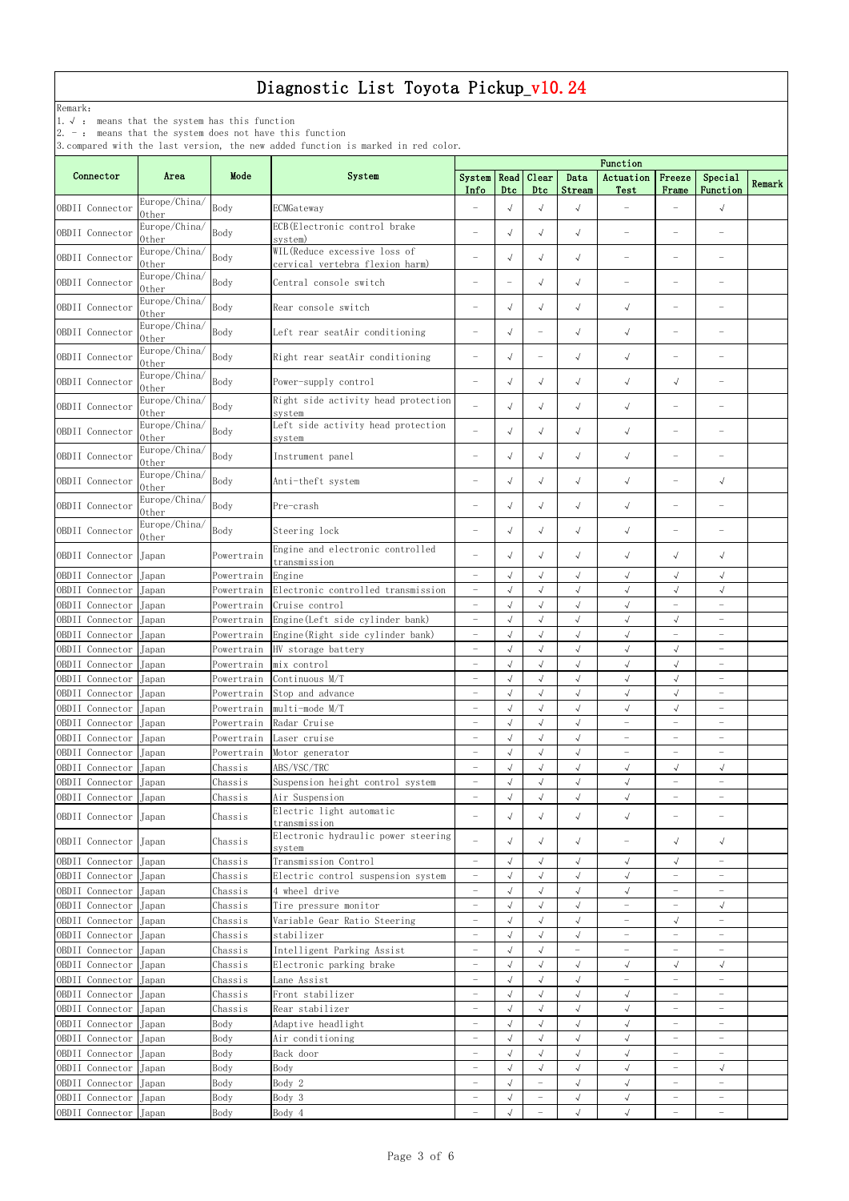# Diagnostic List Toyota Pickup_v10.24

Remark:
1. √ : means that the system has this function
2. － : means that the system does not have this function
3. compared with the last version, the new added function is marked in red color.

| Connector | Area | Mode | System | Function | | | | | | | Remark |
|---|---|---|---|---|---|---|---|---|---|---|---|
| | | | | System Info | Read Dtc | Clear Dtc | Data Stream | Actuation Test | Freeze Frame | Special Function | |
| OBDII Connector | Europe/China/Other | Body | ECMGateway | － | √ | √ | √ | － | － | √ | |
| OBDII Connector | Europe/China/Other | Body | ECB(Electronic control brake system) | － | √ | √ | √ | － | － | － | |
| OBDII Connector | Europe/China/Other | Body | WIL(Reduce excessive loss of cervical vertebra flexion harm) | － | √ | √ | √ | － | － | － | |
| OBDII Connector | Europe/China/Other | Body | Central console switch | － | － | √ | √ | － | － | － | |
| OBDII Connector | Europe/China/Other | Body | Rear console switch | － | √ | √ | √ | √ | － | － | |
| OBDII Connector | Europe/China/Other | Body | Left rear seatAir conditioning | － | √ | － | √ | √ | － | － | |
| OBDII Connector | Europe/China/Other | Body | Right rear seatAir conditioning | － | √ | － | √ | √ | － | － | |
| OBDII Connector | Europe/China/Other | Body | Power-supply control | － | √ | √ | √ | √ | √ | － | |
| OBDII Connector | Europe/China/Other | Body | Right side activity head protection system | － | √ | √ | √ | √ | － | － | |
| OBDII Connector | Europe/China/Other | Body | Left side activity head protection system | － | √ | √ | √ | √ | － | － | |
| OBDII Connector | Europe/China/Other | Body | Instrument panel | － | √ | √ | √ | √ | － | － | |
| OBDII Connector | Europe/China/Other | Body | Anti-theft system | － | √ | √ | √ | √ | － | √ | |
| OBDII Connector | Europe/China/Other | Body | Pre-crash | － | √ | √ | √ | √ | － | － | |
| OBDII Connector | Europe/China/Other | Body | Steering lock | － | √ | √ | √ | √ | － | － | |
| OBDII Connector | Japan | Powertrain | Engine and electronic controlled transmission | － | √ | √ | √ | √ | √ | √ | |
| OBDII Connector | Japan | Powertrain | Engine | － | √ | √ | √ | √ | √ | √ | |
| OBDII Connector | Japan | Powertrain | Electronic controlled transmission | － | √ | √ | √ | √ | √ | √ | |
| OBDII Connector | Japan | Powertrain | Cruise control | － | √ | √ | √ | √ | － | － | |
| OBDII Connector | Japan | Powertrain | Engine(Left side cylinder bank) | － | √ | √ | √ | √ | √ | － | |
| OBDII Connector | Japan | Powertrain | Engine(Right side cylinder bank) | － | √ | √ | √ | √ | － | － | |
| OBDII Connector | Japan | Powertrain | HV storage battery | － | √ | √ | √ | √ | √ | － | |
| OBDII Connector | Japan | Powertrain | mix control | － | √ | √ | √ | √ | √ | － | |
| OBDII Connector | Japan | Powertrain | Continuous M/T | － | √ | √ | √ | √ | √ | － | |
| OBDII Connector | Japan | Powertrain | Stop and advance | － | √ | √ | √ | √ | √ | － | |
| OBDII Connector | Japan | Powertrain | multi-mode M/T | － | √ | √ | √ | √ | √ | － | |
| OBDII Connector | Japan | Powertrain | Radar Cruise | － | √ | √ | √ | － | － | － | |
| OBDII Connector | Japan | Powertrain | Laser cruise | － | √ | √ | √ | － | － | － | |
| OBDII Connector | Japan | Powertrain | Motor generator | － | √ | √ | √ | － | － | － | |
| OBDII Connector | Japan | Chassis | ABS/VSC/TRC | － | √ | √ | √ | √ | √ | √ | |
| OBDII Connector | Japan | Chassis | Suspension height control system | － | √ | √ | √ | √ | － | － | |
| OBDII Connector | Japan | Chassis | Air Suspension | － | √ | √ | √ | √ | － | － | |
| OBDII Connector | Japan | Chassis | Electric light automatic transmission | － | √ | √ | √ | √ | － | － | |
| OBDII Connector | Japan | Chassis | Electronic hydraulic power steering system | － | √ | √ | √ | － | √ | √ | |
| OBDII Connector | Japan | Chassis | Transmission Control | － | √ | √ | √ | √ | √ | － | |
| OBDII Connector | Japan | Chassis | Electric control suspension system | － | √ | √ | √ | √ | － | － | |
| OBDII Connector | Japan | Chassis | 4 wheel drive | － | √ | √ | √ | √ | － | － | |
| OBDII Connector | Japan | Chassis | Tire pressure monitor | － | √ | √ | √ | － | － | √ | |
| OBDII Connector | Japan | Chassis | Variable Gear Ratio Steering | － | √ | √ | √ | － | √ | － | |
| OBDII Connector | Japan | Chassis | stabilizer | － | √ | √ | √ | － | － | － | |
| OBDII Connector | Japan | Chassis | Intelligent Parking Assist | － | √ | √ | － | － | － | － | |
| OBDII Connector | Japan | Chassis | Electronic parking brake | － | √ | √ | √ | √ | √ | √ | |
| OBDII Connector | Japan | Chassis | Lane Assist | － | √ | √ | √ | － | － | － | |
| OBDII Connector | Japan | Chassis | Front stabilizer | － | √ | √ | √ | √ | － | － | |
| OBDII Connector | Japan | Chassis | Rear stabilizer | － | √ | √ | √ | √ | － | － | |
| OBDII Connector | Japan | Body | Adaptive headlight | － | √ | √ | √ | √ | － | － | |
| OBDII Connector | Japan | Body | Air conditioning | － | √ | √ | √ | √ | － | － | |
| OBDII Connector | Japan | Body | Back door | － | √ | √ | √ | √ | － | － | |
| OBDII Connector | Japan | Body | Body | － | √ | √ | √ | √ | － | √ | |
| OBDII Connector | Japan | Body | Body 2 | － | √ | － | √ | √ | － | － | |
| OBDII Connector | Japan | Body | Body 3 | － | √ | － | √ | √ | － | － | |
| OBDII Connector | Japan | Body | Body 4 | － | √ | － | √ | √ | － | － | |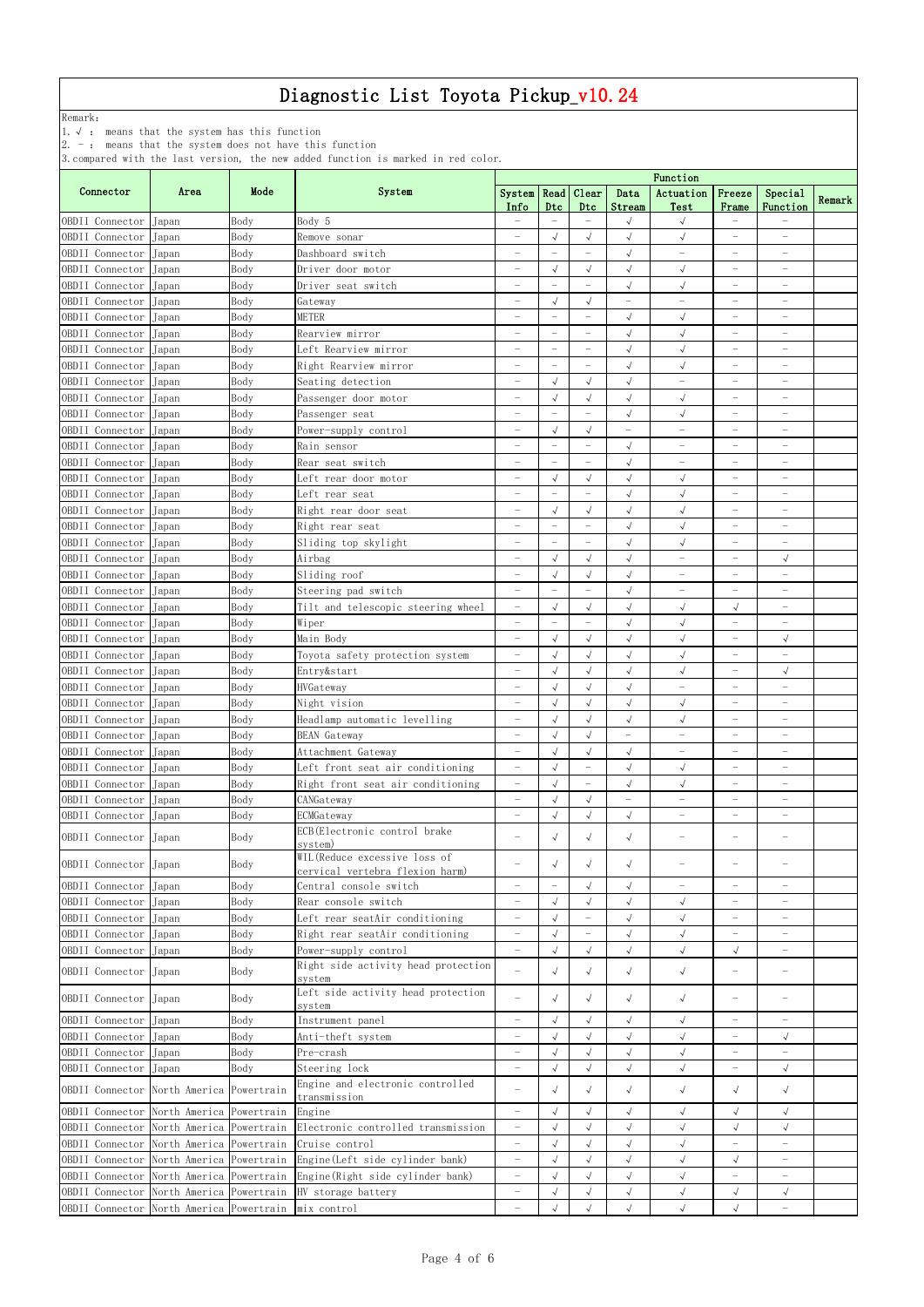# Diagnostic List Toyota Pickup_v10.24

Remark:
1. √ : means that the system has this function
2. - : means that the system does not have this function
3. compared with the last version, the new added function is marked in red color.

| Connector | Area | Mode | System | Function | | | | | | | Remark |
|---|---|---|---|---|---|---|---|---|---|---|---|
| | | | | System Info | Read Dtc | Clear Dtc | Data Stream | Actuation Test | Freeze Frame | Special Function | |
| OBDII Connector | Japan | Body | Body 5 | - | - | - | √ | √ | - | - | |
| OBDII Connector | Japan | Body | Remove sonar | - | √ | √ | √ | √ | - | - | |
| OBDII Connector | Japan | Body | Dashboard switch | - | - | - | √ | - | - | - | |
| OBDII Connector | Japan | Body | Driver door motor | - | √ | √ | √ | √ | - | - | |
| OBDII Connector | Japan | Body | Driver seat switch | - | - | - | √ | √ | - | - | |
| OBDII Connector | Japan | Body | Gateway | - | √ | √ | - | - | - | - | |
| OBDII Connector | Japan | Body | METER | - | - | - | √ | √ | - | - | |
| OBDII Connector | Japan | Body | Rearview mirror | - | - | - | √ | √ | - | - | |
| OBDII Connector | Japan | Body | Left Rearview mirror | - | - | - | √ | √ | - | - | |
| OBDII Connector | Japan | Body | Right Rearview mirror | - | - | - | √ | √ | - | - | |
| OBDII Connector | Japan | Body | Seating detection | - | √ | √ | √ | - | - | - | |
| OBDII Connector | Japan | Body | Passenger door motor | - | √ | √ | √ | √ | - | - | |
| OBDII Connector | Japan | Body | Passenger seat | - | - | - | √ | √ | - | - | |
| OBDII Connector | Japan | Body | Power-supply control | - | √ | √ | - | - | - | - | |
| OBDII Connector | Japan | Body | Rain sensor | - | - | - | √ | - | - | - | |
| OBDII Connector | Japan | Body | Rear seat switch | - | - | - | √ | - | - | - | |
| OBDII Connector | Japan | Body | Left rear door motor | - | √ | √ | √ | √ | - | - | |
| OBDII Connector | Japan | Body | Left rear seat | - | - | - | √ | √ | - | - | |
| OBDII Connector | Japan | Body | Right rear door seat | - | √ | √ | √ | √ | - | - | |
| OBDII Connector | Japan | Body | Right rear seat | - | - | - | √ | √ | - | - | |
| OBDII Connector | Japan | Body | Sliding top skylight | - | - | - | √ | √ | - | - | |
| OBDII Connector | Japan | Body | Airbag | - | √ | √ | √ | - | - | √ | |
| OBDII Connector | Japan | Body | Sliding roof | - | √ | √ | √ | - | - | - | |
| OBDII Connector | Japan | Body | Steering pad switch | - | - | - | √ | - | - | - | |
| OBDII Connector | Japan | Body | Tilt and telescopic steering wheel | - | √ | √ | √ | √ | √ | - | |
| OBDII Connector | Japan | Body | Wiper | - | - | - | √ | √ | - | - | |
| OBDII Connector | Japan | Body | Main Body | - | √ | √ | √ | √ | - | √ | |
| OBDII Connector | Japan | Body | Toyota safety protection system | - | √ | √ | √ | √ | - | - | |
| OBDII Connector | Japan | Body | Entry&start | - | √ | √ | √ | √ | - | √ | |
| OBDII Connector | Japan | Body | HVGateway | - | √ | √ | √ | - | - | - | |
| OBDII Connector | Japan | Body | Night vision | - | √ | √ | √ | √ | - | - | |
| OBDII Connector | Japan | Body | Headlamp automatic levelling | - | √ | √ | √ | √ | - | - | |
| OBDII Connector | Japan | Body | BEAN Gateway | - | √ | √ | - | - | - | - | |
| OBDII Connector | Japan | Body | Attachment Gateway | - | √ | √ | √ | - | - | - | |
| OBDII Connector | Japan | Body | Left front seat air conditioning | - | √ | - | √ | √ | - | - | |
| OBDII Connector | Japan | Body | Right front seat air conditioning | - | √ | - | √ | √ | - | - | |
| OBDII Connector | Japan | Body | CANGateway | - | √ | √ | - | - | - | - | |
| OBDII Connector | Japan | Body | ECMGateway | - | √ | √ | √ | - | - | - | |
| OBDII Connector | Japan | Body | ECB(Electronic control brake system) | - | √ | √ | √ | - | - | - | |
| OBDII Connector | Japan | Body | WIL(Reduce excessive loss of cervical vertebra flexion harm) | - | √ | √ | √ | - | - | - | |
| OBDII Connector | Japan | Body | Central console switch | - | - | √ | √ | - | - | - | |
| OBDII Connector | Japan | Body | Rear console switch | - | √ | √ | √ | √ | - | - | |
| OBDII Connector | Japan | Body | Left rear seatAir conditioning | - | √ | - | √ | √ | - | - | |
| OBDII Connector | Japan | Body | Right rear seatAir conditioning | - | √ | - | √ | √ | - | - | |
| OBDII Connector | Japan | Body | Power-supply control | - | √ | √ | √ | √ | √ | - | |
| OBDII Connector | Japan | Body | Right side activity head protection system | - | √ | √ | √ | √ | - | - | |
| OBDII Connector | Japan | Body | Left side activity head protection system | - | √ | √ | √ | √ | - | - | |
| OBDII Connector | Japan | Body | Instrument panel | - | √ | √ | √ | √ | - | - | |
| OBDII Connector | Japan | Body | Anti-theft system | - | √ | √ | √ | √ | - | √ | |
| OBDII Connector | Japan | Body | Pre-crash | - | √ | √ | √ | √ | - | - | |
| OBDII Connector | Japan | Body | Steering lock | - | √ | √ | √ | √ | - | √ | |
| OBDII Connector | North America | Powertrain | Engine and electronic controlled transmission | - | √ | √ | √ | √ | √ | √ | |
| OBDII Connector | North America | Powertrain | Engine | - | √ | √ | √ | √ | √ | √ | |
| OBDII Connector | North America | Powertrain | Electronic controlled transmission | - | √ | √ | √ | √ | √ | √ | |
| OBDII Connector | North America | Powertrain | Cruise control | - | √ | √ | √ | √ | - | - | |
| OBDII Connector | North America | Powertrain | Engine(Left side cylinder bank) | - | √ | √ | √ | √ | √ | - | |
| OBDII Connector | North America | Powertrain | Engine(Right side cylinder bank) | - | √ | √ | √ | √ | - | - | |
| OBDII Connector | North America | Powertrain | HV storage battery | - | √ | √ | √ | √ | √ | √ | |
| OBDII Connector | North America | Powertrain | mix control | - | √ | √ | √ | √ | √ | - | |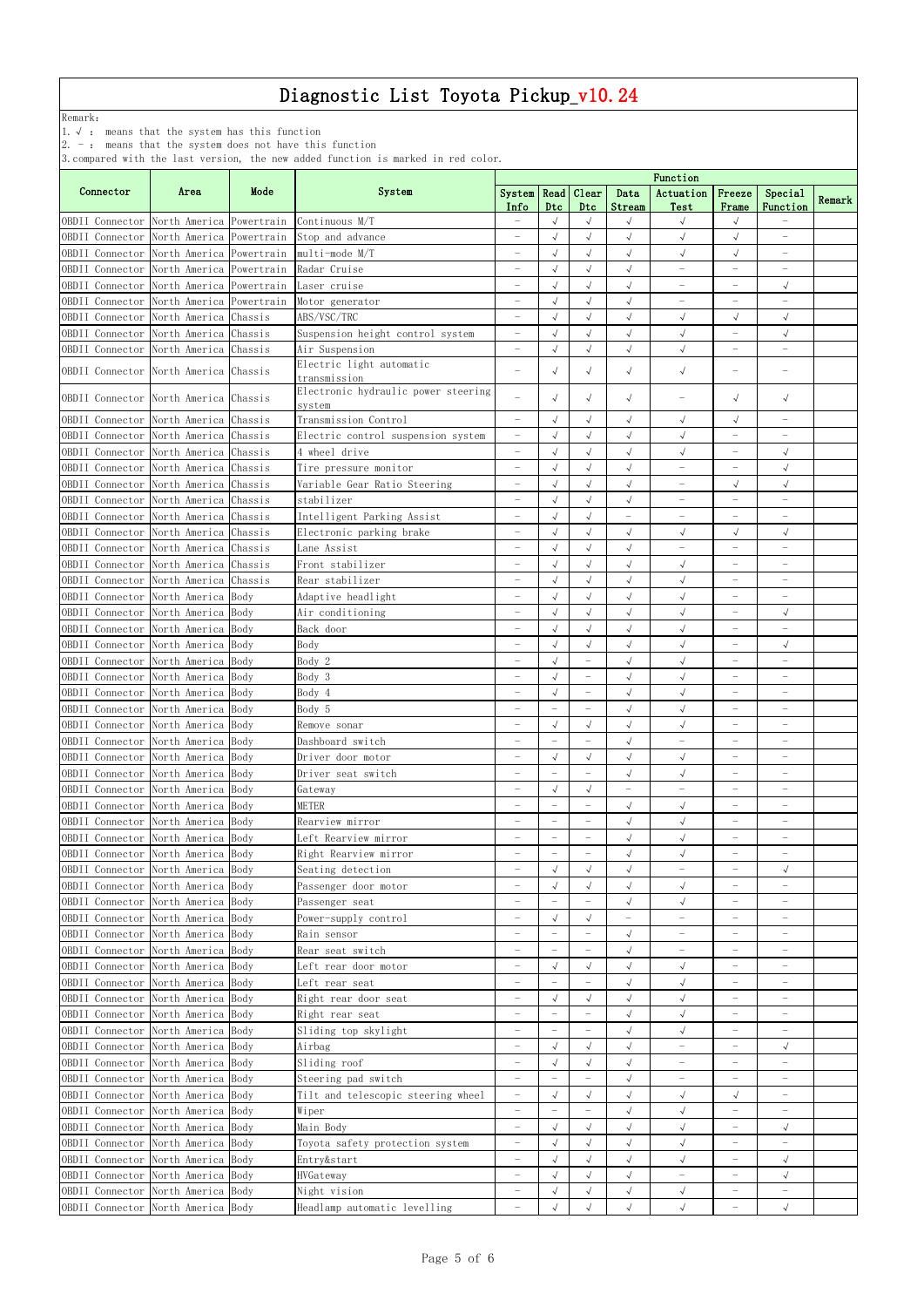# Diagnostic List Toyota Pickup_v10.24

Remark:
1. √ : means that the system has this function
2. - : means that the system does not have this function
3. compared with the last version, the new added function is marked in red color.

| Connector | Area | Mode | System | Function | | | | | | | Remark |
|---|---|---|---|---|---|---|---|---|---|---|---|
| | | | | System Info | Read Dtc | Clear Dtc | Data Stream | Actuation Test | Freeze Frame | Special Function | |
| OBDII Connector | North America | Powertrain | Continuous M/T | - | √ | √ | √ | √ | √ | - | |
| OBDII Connector | North America | Powertrain | Stop and advance | - | √ | √ | √ | √ | √ | - | |
| OBDII Connector | North America | Powertrain | multi-mode M/T | - | √ | √ | √ | √ | √ | - | |
| OBDII Connector | North America | Powertrain | Radar Cruise | - | √ | √ | √ | - | - | - | |
| OBDII Connector | North America | Powertrain | Laser cruise | - | √ | √ | √ | - | - | √ | |
| OBDII Connector | North America | Powertrain | Motor generator | - | √ | √ | √ | - | - | - | |
| OBDII Connector | North America | Chassis | ABS/VSC/TRC | - | √ | √ | √ | √ | √ | √ | |
| OBDII Connector | North America | Chassis | Suspension height control system | - | √ | √ | √ | √ | - | √ | |
| OBDII Connector | North America | Chassis | Air Suspension | - | √ | √ | √ | √ | - | - | |
| OBDII Connector | North America | Chassis | Electric light automatic transmission | - | √ | √ | √ | √ | - | - | |
| OBDII Connector | North America | Chassis | Electronic hydraulic power steering system | - | √ | √ | √ | - | √ | √ | |
| OBDII Connector | North America | Chassis | Transmission Control | - | √ | √ | √ | √ | √ | - | |
| OBDII Connector | North America | Chassis | Electric control suspension system | - | √ | √ | √ | √ | - | - | |
| OBDII Connector | North America | Chassis | 4 wheel drive | - | √ | √ | √ | √ | - | √ | |
| OBDII Connector | North America | Chassis | Tire pressure monitor | - | √ | √ | √ | - | - | √ | |
| OBDII Connector | North America | Chassis | Variable Gear Ratio Steering | - | √ | √ | √ | - | √ | √ | |
| OBDII Connector | North America | Chassis | stabilizer | - | √ | √ | √ | - | - | - | |
| OBDII Connector | North America | Chassis | Intelligent Parking Assist | - | √ | √ | - | - | - | - | |
| OBDII Connector | North America | Chassis | Electronic parking brake | - | √ | √ | √ | √ | √ | √ | |
| OBDII Connector | North America | Chassis | Lane Assist | - | √ | √ | √ | - | - | - | |
| OBDII Connector | North America | Chassis | Front stabilizer | - | √ | √ | √ | √ | - | - | |
| OBDII Connector | North America | Chassis | Rear stabilizer | - | √ | √ | √ | √ | - | - | |
| OBDII Connector | North America | Body | Adaptive headlight | - | √ | √ | √ | √ | - | - | |
| OBDII Connector | North America | Body | Air conditioning | - | √ | √ | √ | √ | - | √ | |
| OBDII Connector | North America | Body | Back door | - | √ | √ | √ | √ | - | - | |
| OBDII Connector | North America | Body | Body | - | √ | √ | √ | √ | - | √ | |
| OBDII Connector | North America | Body | Body 2 | - | √ | - | √ | √ | - | - | |
| OBDII Connector | North America | Body | Body 3 | - | √ | - | √ | √ | - | - | |
| OBDII Connector | North America | Body | Body 4 | - | √ | - | √ | √ | - | - | |
| OBDII Connector | North America | Body | Body 5 | - | - | - | √ | √ | - | - | |
| OBDII Connector | North America | Body | Remove sonar | - | √ | √ | √ | √ | - | - | |
| OBDII Connector | North America | Body | Dashboard switch | - | - | - | √ | - | - | - | |
| OBDII Connector | North America | Body | Driver door motor | - | √ | √ | √ | √ | - | - | |
| OBDII Connector | North America | Body | Driver seat switch | - | - | - | √ | √ | - | - | |
| OBDII Connector | North America | Body | Gateway | - | √ | √ | - | - | - | - | |
| OBDII Connector | North America | Body | METER | - | - | - | √ | √ | - | - | |
| OBDII Connector | North America | Body | Rearview mirror | - | - | - | √ | √ | - | - | |
| OBDII Connector | North America | Body | Left Rearview mirror | - | - | - | √ | √ | - | - | |
| OBDII Connector | North America | Body | Right Rearview mirror | - | - | - | √ | √ | - | - | |
| OBDII Connector | North America | Body | Seating detection | - | √ | √ | √ | - | - | √ | |
| OBDII Connector | North America | Body | Passenger door motor | - | √ | √ | √ | √ | - | - | |
| OBDII Connector | North America | Body | Passenger seat | - | - | - | √ | √ | - | - | |
| OBDII Connector | North America | Body | Power-supply control | - | √ | √ | - | - | - | - | |
| OBDII Connector | North America | Body | Rain sensor | - | - | - | √ | - | - | - | |
| OBDII Connector | North America | Body | Rear seat switch | - | - | - | √ | - | - | - | |
| OBDII Connector | North America | Body | Left rear door motor | - | √ | √ | √ | √ | - | - | |
| OBDII Connector | North America | Body | Left rear seat | - | - | - | √ | √ | - | - | |
| OBDII Connector | North America | Body | Right rear door seat | - | √ | √ | √ | √ | - | - | |
| OBDII Connector | North America | Body | Right rear seat | - | - | - | √ | √ | - | - | |
| OBDII Connector | North America | Body | Sliding top skylight | - | - | - | √ | √ | - | - | |
| OBDII Connector | North America | Body | Airbag | - | √ | √ | √ | - | - | √ | |
| OBDII Connector | North America | Body | Sliding roof | - | √ | √ | √ | - | - | - | |
| OBDII Connector | North America | Body | Steering pad switch | - | - | - | √ | - | - | - | |
| OBDII Connector | North America | Body | Tilt and telescopic steering wheel | - | √ | √ | √ | √ | √ | - | |
| OBDII Connector | North America | Body | Wiper | - | - | - | √ | √ | - | - | |
| OBDII Connector | North America | Body | Main Body | - | √ | √ | √ | √ | - | √ | |
| OBDII Connector | North America | Body | Toyota safety protection system | - | √ | √ | √ | √ | - | - | |
| OBDII Connector | North America | Body | Entry&start | - | √ | √ | √ | √ | - | √ | |
| OBDII Connector | North America | Body | HVGateway | - | √ | √ | √ | - | - | √ | |
| OBDII Connector | North America | Body | Night vision | - | √ | √ | √ | √ | - | - | |
| OBDII Connector | North America | Body | Headlamp automatic levelling | - | √ | √ | √ | √ | - | √ | |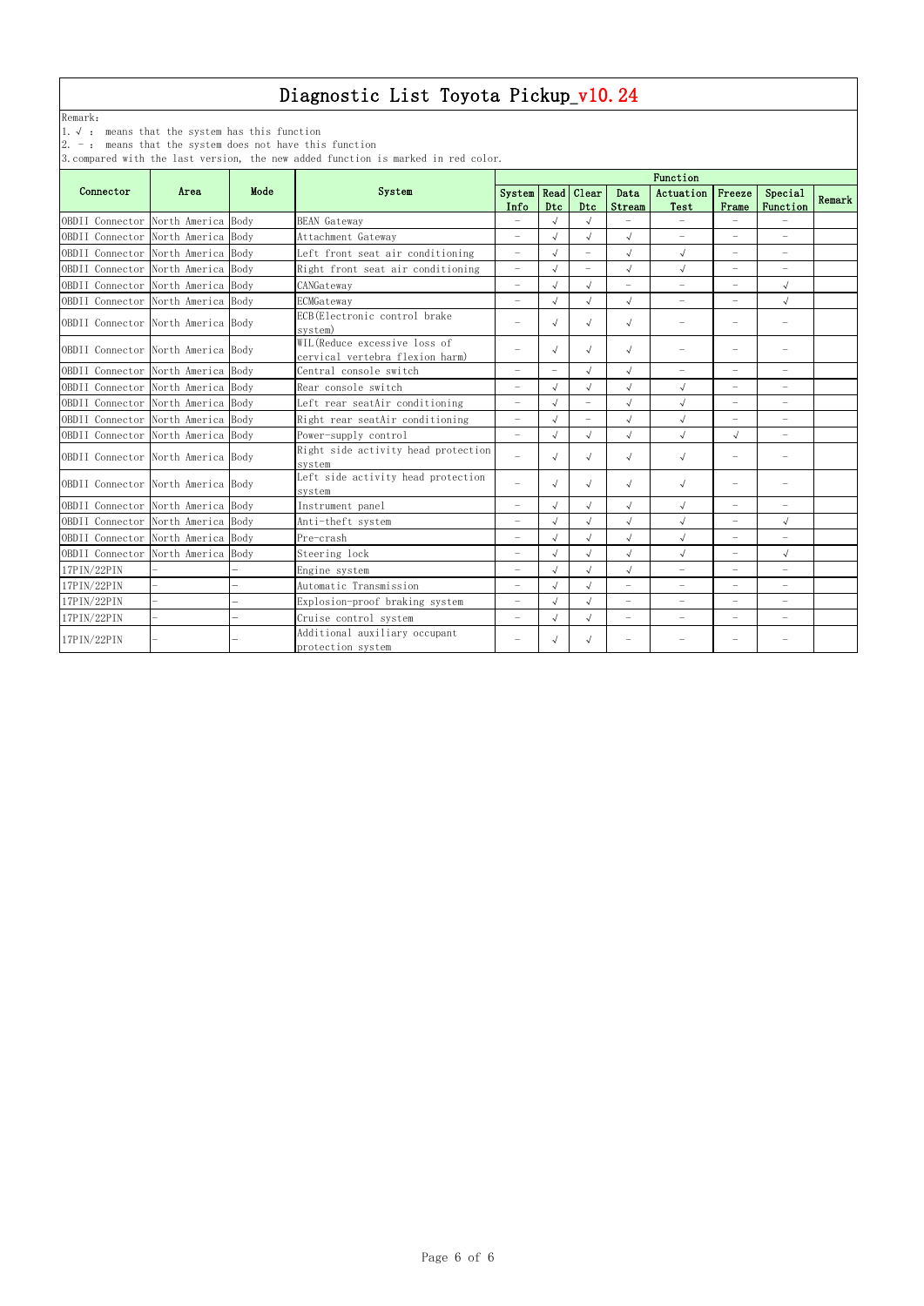# Diagnostic List Toyota Pickup_v10.24

Remark:
1. √ : means that the system has this function
2. – : means that the system does not have this function
3. compared with the last version, the new added function is marked in red color.

| Connector | Area | Mode | System | Function | | | | | | | Remark |
|---|---|---|---|---|---|---|---|---|---|---|---|
| | | | | System Info | Read Dtc | Clear Dtc | Data Stream | Actuation Test | Freeze Frame | Special Function | |
| OBDII Connector | North America | Body | BEAN Gateway | – | √ | √ | – | – | – | – | |
| OBDII Connector | North America | Body | Attachment Gateway | – | √ | √ | √ | – | – | – | |
| OBDII Connector | North America | Body | Left front seat air conditioning | – | √ | – | √ | √ | – | – | |
| OBDII Connector | North America | Body | Right front seat air conditioning | – | √ | – | √ | √ | – | – | |
| OBDII Connector | North America | Body | CANGateway | – | √ | √ | – | – | – | √ | |
| OBDII Connector | North America | Body | ECMGateway | – | √ | √ | √ | – | – | √ | |
| OBDII Connector | North America | Body | ECB(Electronic control brake system) | – | √ | √ | √ | – | – | – | |
| OBDII Connector | North America | Body | WIL(Reduce excessive loss of cervical vertebra flexion harm) | – | √ | √ | √ | – | – | – | |
| OBDII Connector | North America | Body | Central console switch | – | – | √ | √ | – | – | – | |
| OBDII Connector | North America | Body | Rear console switch | – | √ | √ | √ | √ | – | – | |
| OBDII Connector | North America | Body | Left rear seatAir conditioning | – | √ | – | √ | √ | – | – | |
| OBDII Connector | North America | Body | Right rear seatAir conditioning | – | √ | – | √ | √ | – | – | |
| OBDII Connector | North America | Body | Power-supply control | – | √ | √ | √ | √ | √ | – | |
| OBDII Connector | North America | Body | Right side activity head protection system | – | √ | √ | √ | √ | – | – | |
| OBDII Connector | North America | Body | Left side activity head protection system | – | √ | √ | √ | √ | – | – | |
| OBDII Connector | North America | Body | Instrument panel | – | √ | √ | √ | √ | – | – | |
| OBDII Connector | North America | Body | Anti-theft system | – | √ | √ | √ | √ | – | √ | |
| OBDII Connector | North America | Body | Pre-crash | – | √ | √ | √ | √ | – | – | |
| OBDII Connector | North America | Body | Steering lock | – | √ | √ | √ | √ | – | √ | |
| 17PIN/22PIN | – | – | Engine system | – | √ | √ | √ | – | – | – | |
| 17PIN/22PIN | – | – | Automatic Transmission | – | √ | √ | – | – | – | – | |
| 17PIN/22PIN | – | – | Explosion-proof braking system | – | √ | √ | – | – | – | – | |
| 17PIN/22PIN | – | – | Cruise control system | – | √ | √ | – | – | – | – | |
| 17PIN/22PIN | – | – | Additional auxiliary occupant protection system | – | √ | √ | – | – | – | – | |